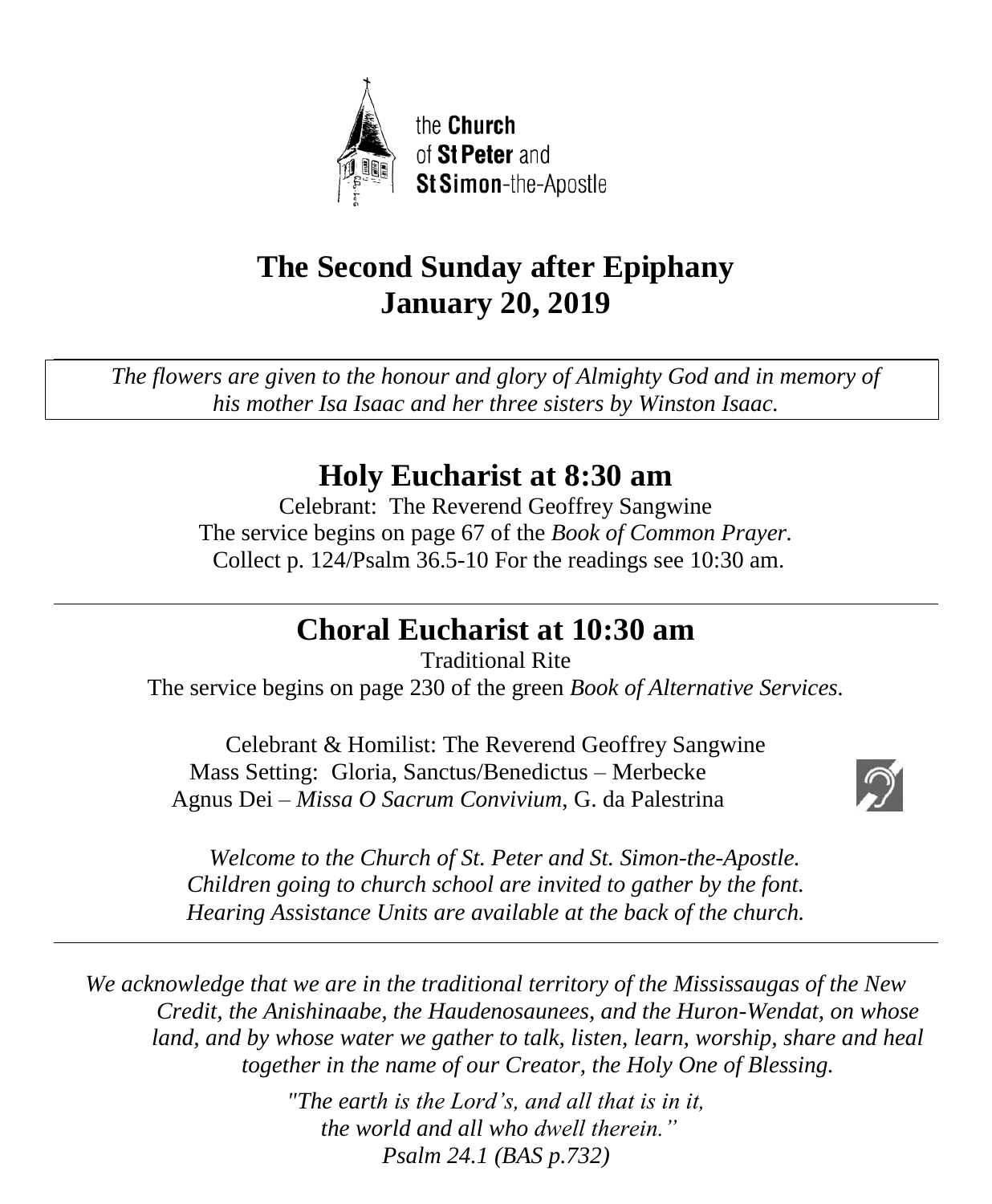the **Church** of **St Peter** and **St Simon**-the-Apostle

# The Second Sunday after Epiphany
# January 20, 2019

*The flowers are given to the honour and glory of Almighty God and in memory of his mother Isa Isaac and her three sisters by Winston Isaac.*

## Holy Eucharist at 8:30 am

Celebrant: The Reverend Geoffrey Sangwine
The service begins on page 67 of the *Book of Common Prayer.*
Collect p. 124/Psalm 36.5-10 For the readings see 10:30 am.

## Choral Eucharist at 10:30 am

Traditional Rite
The service begins on page 230 of the green *Book of Alternative Services.*

Celebrant & Homilist: The Reverend Geoffrey Sangwine
Mass Setting: Gloria, Sanctus/Benedictus – Merbecke
Agnus Dei – *Missa O Sacrum Convivium*, G. da Palestrina

*Welcome to the Church of St. Peter and St. Simon-the-Apostle.*
*Children going to church school are invited to gather by the font.*
*Hearing Assistance Units are available at the back of the church.*

*We acknowledge that we are in the traditional territory of the Mississaugas of the New Credit, the Anishinaabe, the Haudenosaunees, and the Huron-Wendat, on whose land, and by whose water we gather to talk, listen, learn, worship, share and heal together in the name of our Creator, the Holy One of Blessing.*

*"The earth is the Lord's, and all that is in it,*
*the world and all who dwell therein."*
*Psalm 24.1 (BAS p.732)*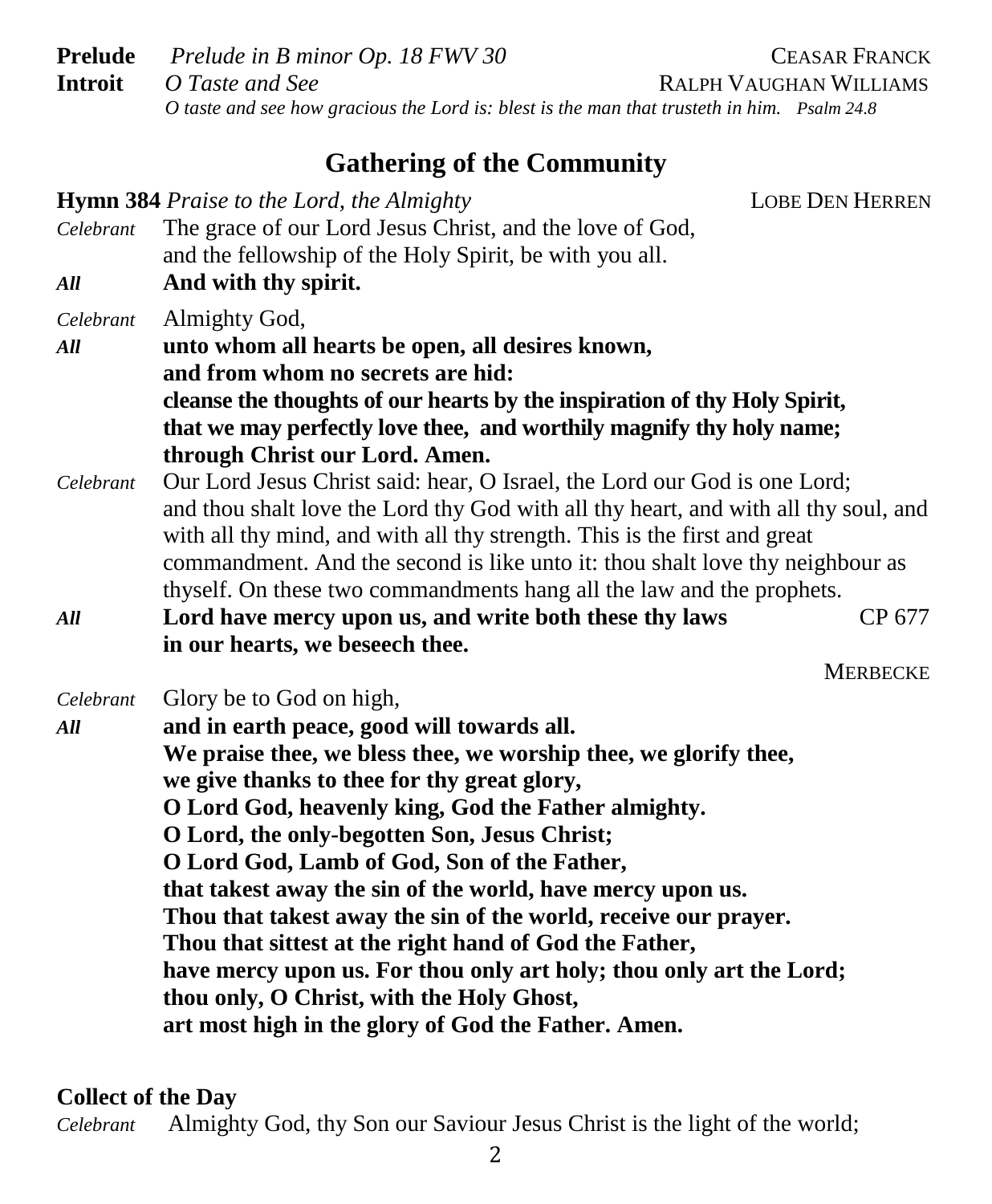**Prelude** *Prelude in B minor Op. 18 FWV 30* CEASAR FRANCK

**Introit** *O Taste and See* RALPH VAUGHAN WILLIAMS

***O taste and see how gracious the Lord is: blest is the man that trusteth in him.** Psalm 24.8*

## Gathering of the Community

**Hymn 384** *Praise to the Lord, the Almighty* LOBE DEN HERREN

*Celebrant* The grace of our Lord Jesus Christ, and the love of God, and the fellowship of the Holy Spirit, be with you all.

***All*** **And with thy spirit.**

*Celebrant* Almighty God,

***All*** **unto whom all hearts be open, all desires known, and from whom no secrets are hid: cleanse the thoughts of our hearts by the inspiration of thy Holy Spirit, that we may perfectly love thee, and worthily magnify thy holy name; through Christ our Lord. Amen.**

*Celebrant* Our Lord Jesus Christ said: hear, O Israel, the Lord our God is one Lord; and thou shalt love the Lord thy God with all thy heart, and with all thy soul, and with all thy mind, and with all thy strength. This is the first and great commandment. And the second is like unto it: thou shalt love thy neighbour as thyself. On these two commandments hang all the law and the prophets.

***All*** **Lord have mercy upon us, and write both these thy laws in our hearts, we beseech thee.** CP 677

MERBECKE

*Celebrant* Glory be to God on high,

***All*** **and in earth peace, good will towards all.**
**We praise thee, we bless thee, we worship thee, we glorify thee,**
**we give thanks to thee for thy great glory,**
**O Lord God, heavenly king, God the Father almighty.**
**O Lord, the only-begotten Son, Jesus Christ;**
**O Lord God, Lamb of God, Son of the Father,**
**that takest away the sin of the world, have mercy upon us.**
**Thou that takest away the sin of the world, receive our prayer.**
**Thou that sittest at the right hand of God the Father,**
**have mercy upon us. For thou only art holy; thou only art the Lord;**
**thou only, O Christ, with the Holy Ghost,**
**art most high in the glory of God the Father. Amen.**

**Collect of the Day**

*Celebrant* Almighty God, thy Son our Saviour Jesus Christ is the light of the world;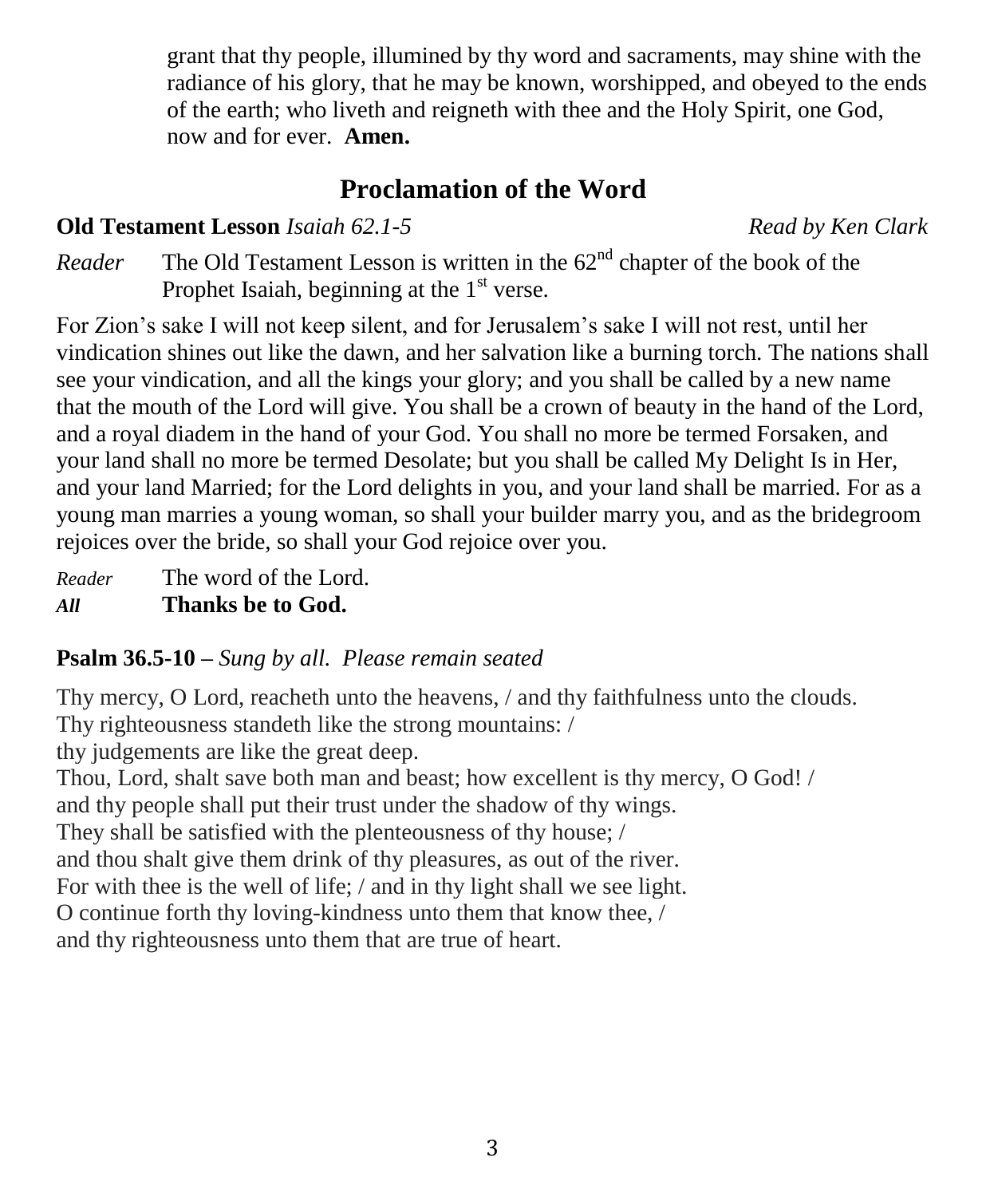grant that thy people, illumined by thy word and sacraments, may shine with the radiance of his glory, that he may be known, worshipped, and obeyed to the ends of the earth; who liveth and reigneth with thee and the Holy Spirit, one God, now and for ever. **Amen.**

## Proclamation of the Word

**Old Testament Lesson** *Isaiah 62.1-5* *Read by Ken Clark*

*Reader* The Old Testament Lesson is written in the 62nd chapter of the book of the Prophet Isaiah, beginning at the 1st verse.

For Zion's sake I will not keep silent, and for Jerusalem's sake I will not rest, until her vindication shines out like the dawn, and her salvation like a burning torch. The nations shall see your vindication, and all the kings your glory; and you shall be called by a new name that the mouth of the Lord will give. You shall be a crown of beauty in the hand of the Lord, and a royal diadem in the hand of your God. You shall no more be termed Forsaken, and your land shall no more be termed Desolate; but you shall be called My Delight Is in Her, and your land Married; for the Lord delights in you, and your land shall be married. For as a young man marries a young woman, so shall your builder marry you, and as the bridegroom rejoices over the bride, so shall your God rejoice over you.

*Reader* The word of the Lord.
***All*** **Thanks be to God.**

**Psalm 36.5-10** – *Sung by all. Please remain seated*

Thy mercy, O Lord, reacheth unto the heavens, / and thy faithfulness unto the clouds.
Thy righteousness standeth like the strong mountains: /
thy judgements are like the great deep.
Thou, Lord, shalt save both man and beast; how excellent is thy mercy, O God! /
and thy people shall put their trust under the shadow of thy wings.
They shall be satisfied with the plenteousness of thy house; /
and thou shalt give them drink of thy pleasures, as out of the river.
For with thee is the well of life; / and in thy light shall we see light.
O continue forth thy loving-kindness unto them that know thee, /
and thy righteousness unto them that are true of heart.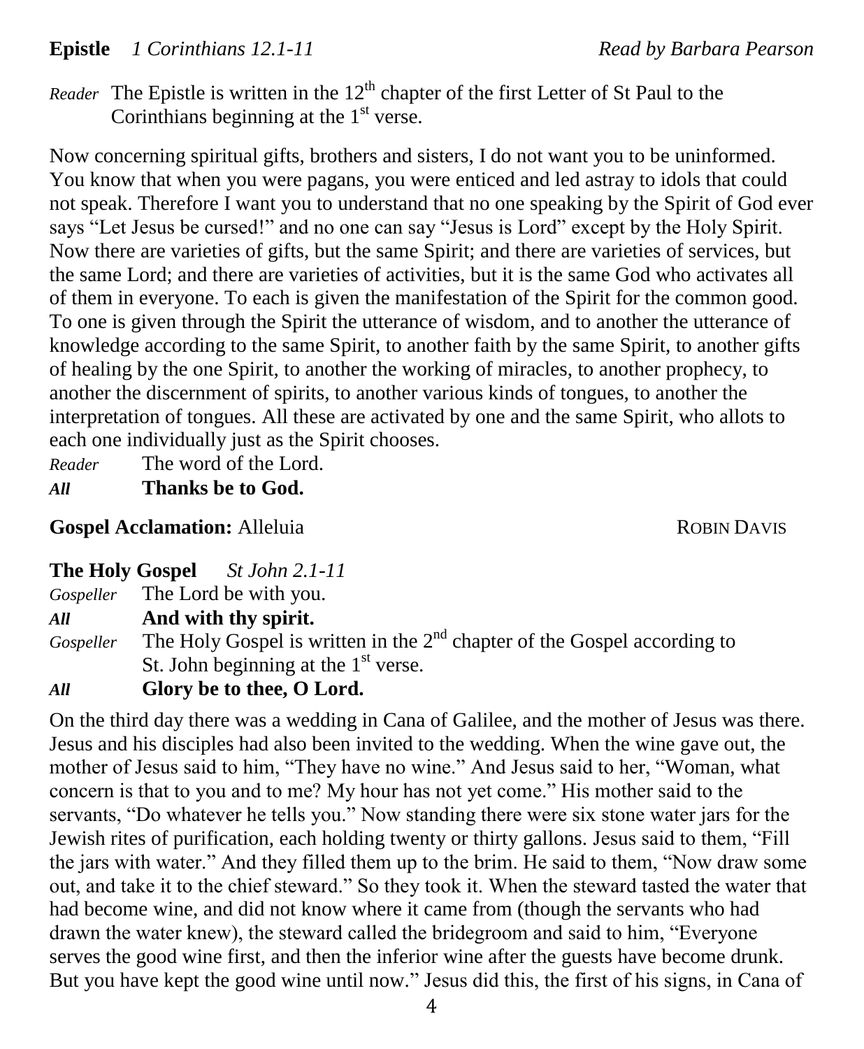**Epistle** *1 Corinthians 12.1-11* *Read by Barbara Pearson*

*Reader* The Epistle is written in the 12th chapter of the first Letter of St Paul to the Corinthians beginning at the 1st verse.

Now concerning spiritual gifts, brothers and sisters, I do not want you to be uninformed. You know that when you were pagans, you were enticed and led astray to idols that could not speak. Therefore I want you to understand that no one speaking by the Spirit of God ever says "Let Jesus be cursed!" and no one can say "Jesus is Lord" except by the Holy Spirit. Now there are varieties of gifts, but the same Spirit; and there are varieties of services, but the same Lord; and there are varieties of activities, but it is the same God who activates all of them in everyone. To each is given the manifestation of the Spirit for the common good. To one is given through the Spirit the utterance of wisdom, and to another the utterance of knowledge according to the same Spirit, to another faith by the same Spirit, to another gifts of healing by the one Spirit, to another the working of miracles, to another prophecy, to another the discernment of spirits, to another various kinds of tongues, to another the interpretation of tongues. All these are activated by one and the same Spirit, who allots to each one individually just as the Spirit chooses.

*Reader* The word of the Lord.
***All*** **Thanks be to God.**

**Gospel Acclamation:** Alleluia ROBIN DAVIS

**The Holy Gospel** *St John 2.1-11*

*Gospeller* The Lord be with you.
***All*** **And with thy spirit.**
*Gospeller* The Holy Gospel is written in the 2nd chapter of the Gospel according to St. John beginning at the 1st verse.
***All*** **Glory be to thee, O Lord.**

On the third day there was a wedding in Cana of Galilee, and the mother of Jesus was there. Jesus and his disciples had also been invited to the wedding. When the wine gave out, the mother of Jesus said to him, "They have no wine." And Jesus said to her, "Woman, what concern is that to you and to me? My hour has not yet come." His mother said to the servants, "Do whatever he tells you." Now standing there were six stone water jars for the Jewish rites of purification, each holding twenty or thirty gallons. Jesus said to them, "Fill the jars with water." And they filled them up to the brim. He said to them, "Now draw some out, and take it to the chief steward." So they took it. When the steward tasted the water that had become wine, and did not know where it came from (though the servants who had drawn the water knew), the steward called the bridegroom and said to him, "Everyone serves the good wine first, and then the inferior wine after the guests have become drunk. But you have kept the good wine until now." Jesus did this, the first of his signs, in Cana of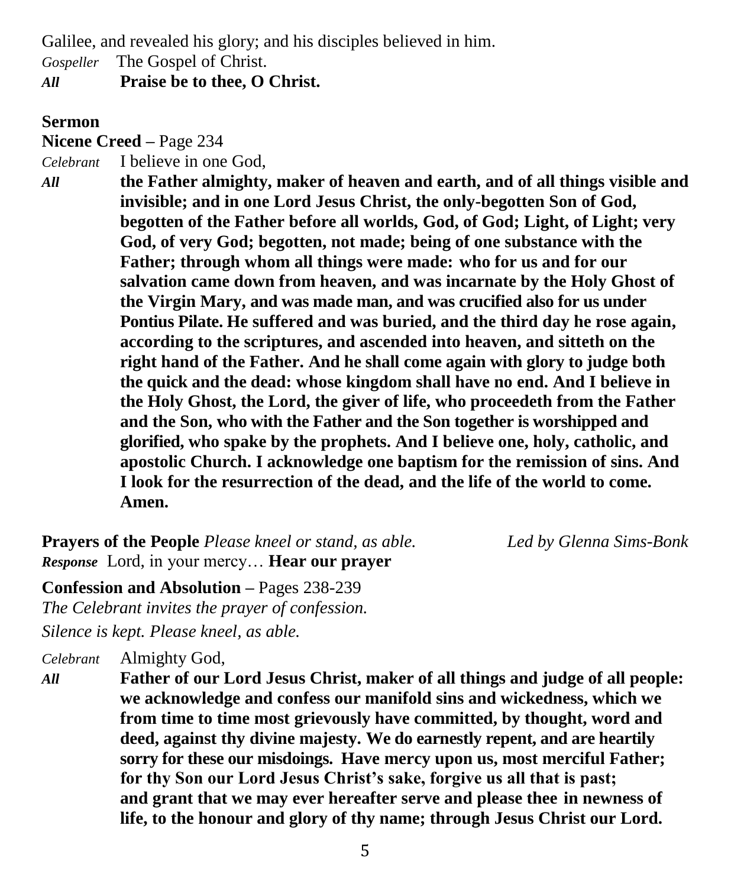Galilee, and revealed his glory; and his disciples believed in him.

*Gospeller* The Gospel of Christ.

***All*** **Praise be to thee, O Christ.**

**Sermon**

**Nicene Creed –** Page 234

*Celebrant* I believe in one God,

***All*** **the Father almighty, maker of heaven and earth, and of all things visible and invisible; and in one Lord Jesus Christ, the only-begotten Son of God, begotten of the Father before all worlds, God, of God; Light, of Light; very God, of very God; begotten, not made; being of one substance with the Father; through whom all things were made: who for us and for our salvation came down from heaven, and was incarnate by the Holy Ghost of the Virgin Mary, and was made man, and was crucified also for us under Pontius Pilate. He suffered and was buried, and the third day he rose again, according to the scriptures, and ascended into heaven, and sitteth on the right hand of the Father. And he shall come again with glory to judge both the quick and the dead: whose kingdom shall have no end. And I believe in the Holy Ghost, the Lord, the giver of life, who proceedeth from the Father and the Son, who with the Father and the Son together is worshipped and glorified, who spake by the prophets. And I believe one, holy, catholic, and apostolic Church. I acknowledge one baptism for the remission of sins. And I look for the resurrection of the dead, and the life of the world to come. Amen.**

**Prayers of the People** *Please kneel or stand, as able.* *Led by Glenna Sims-Bonk*

***Response*** Lord, in your mercy… **Hear our prayer**

**Confession and Absolution –** Pages 238-239

*The Celebrant invites the prayer of confession.*

*Silence is kept. Please kneel, as able.*

*Celebrant* Almighty God,

***All*** **Father of our Lord Jesus Christ, maker of all things and judge of all people: we acknowledge and confess our manifold sins and wickedness, which we from time to time most grievously have committed, by thought, word and deed, against thy divine majesty. We do earnestly repent, and are heartily sorry for these our misdoings. Have mercy upon us, most merciful Father; for thy Son our Lord Jesus Christ's sake, forgive us all that is past; and grant that we may ever hereafter serve and please thee in newness of life, to the honour and glory of thy name; through Jesus Christ our Lord.**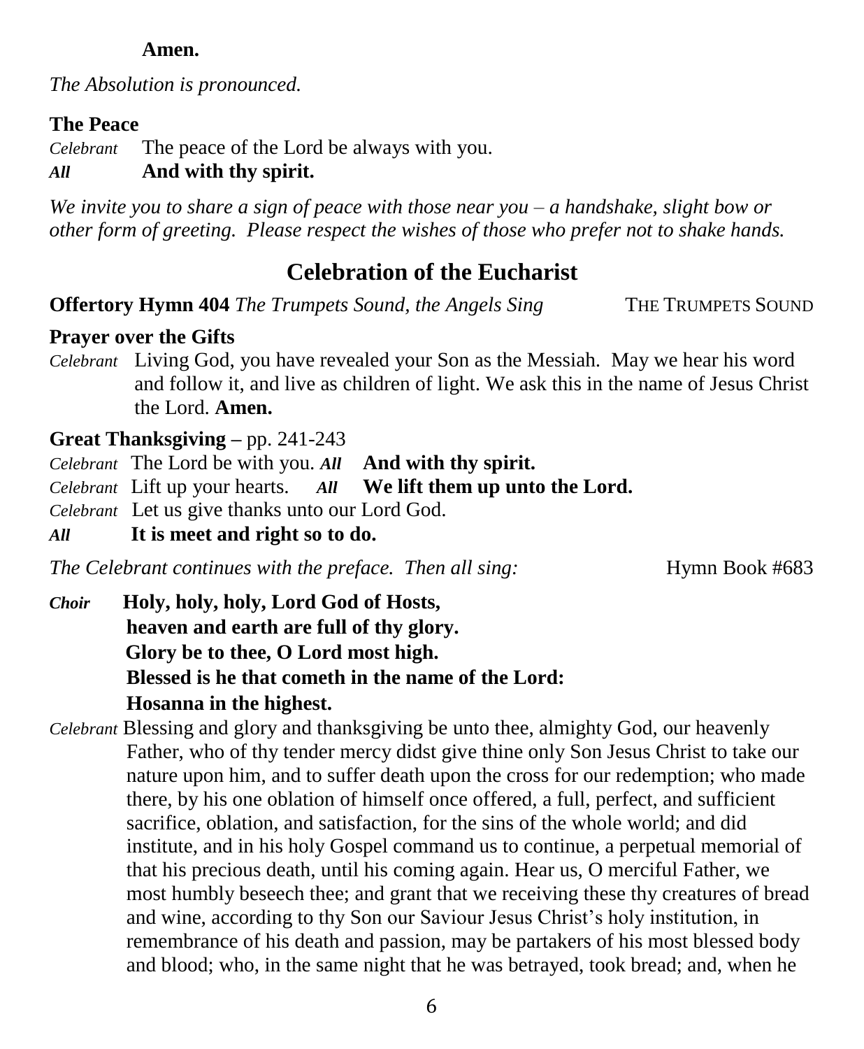**Amen.**

*The Absolution is pronounced.*

**The Peace**

*Celebrant* The peace of the Lord be always with you.
***All*** **And with thy spirit.**

*We invite you to share a sign of peace with those near you – a handshake, slight bow or other form of greeting. Please respect the wishes of those who prefer not to shake hands.*

## Celebration of the Eucharist

**Offertory Hymn 404** *The Trumpets Sound, the Angels Sing* THE TRUMPETS SOUND

**Prayer over the Gifts**

*Celebrant* Living God, you have revealed your Son as the Messiah. May we hear his word and follow it, and live as children of light. We ask this in the name of Jesus Christ the Lord. **Amen.**

**Great Thanksgiving –** pp. 241-243

*Celebrant* The Lord be with you. ***All*** **And with thy spirit.**
*Celebrant* Lift up your hearts. ***All*** **We lift them up unto the Lord.**
*Celebrant* Let us give thanks unto our Lord God.
***All*** **It is meet and right so to do.**

*The Celebrant continues with the preface. Then all sing:* Hymn Book #683

***Choir*** **Holy, holy, holy, Lord God of Hosts,**
**heaven and earth are full of thy glory.**
**Glory be to thee, O Lord most high.**
**Blessed is he that cometh in the name of the Lord:**
**Hosanna in the highest.**

*Celebrant* Blessing and glory and thanksgiving be unto thee, almighty God, our heavenly Father, who of thy tender mercy didst give thine only Son Jesus Christ to take our nature upon him, and to suffer death upon the cross for our redemption; who made there, by his one oblation of himself once offered, a full, perfect, and sufficient sacrifice, oblation, and satisfaction, for the sins of the whole world; and did institute, and in his holy Gospel command us to continue, a perpetual memorial of that his precious death, until his coming again. Hear us, O merciful Father, we most humbly beseech thee; and grant that we receiving these thy creatures of bread and wine, according to thy Son our Saviour Jesus Christ's holy institution, in remembrance of his death and passion, may be partakers of his most blessed body and blood; who, in the same night that he was betrayed, took bread; and, when he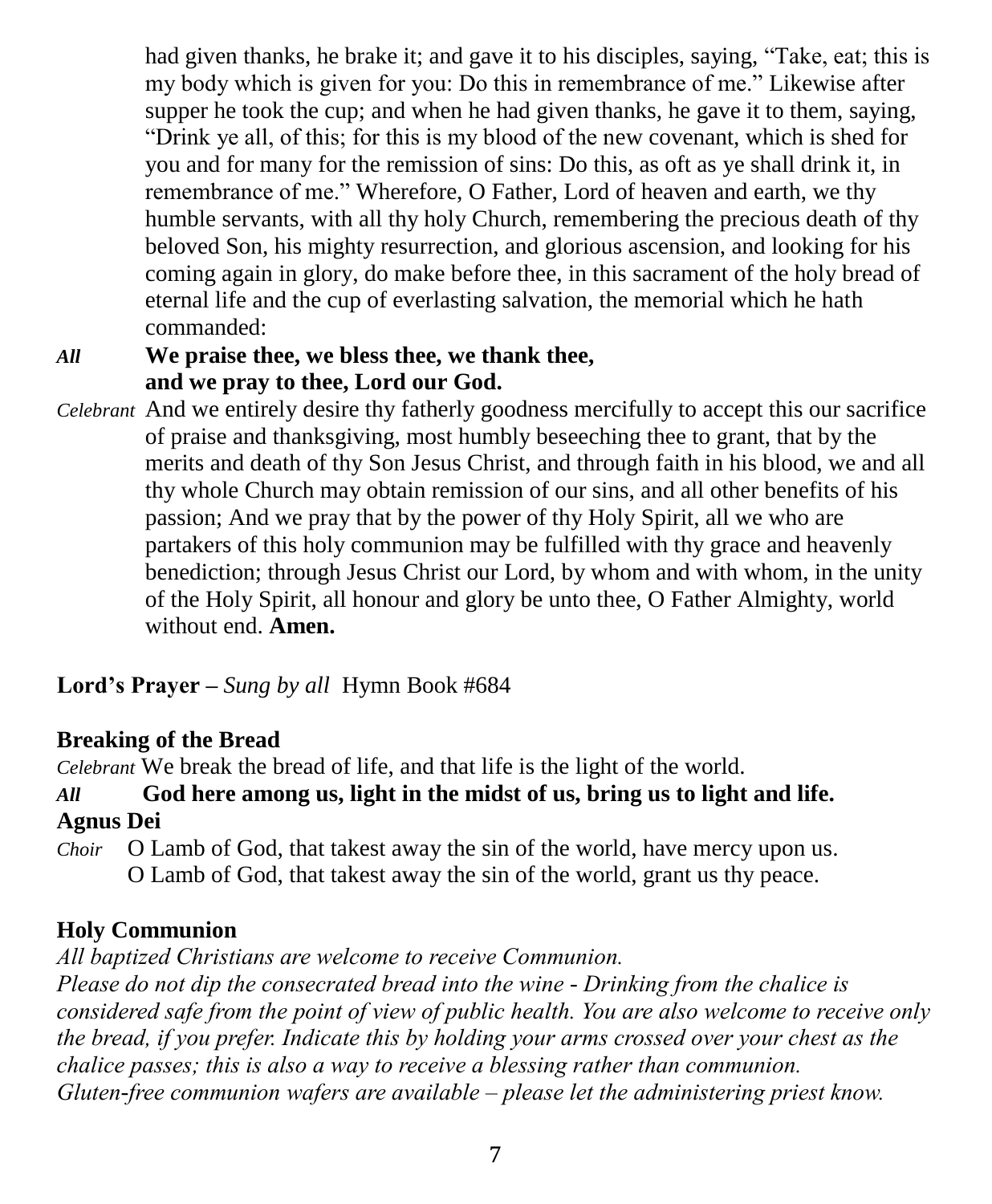had given thanks, he brake it; and gave it to his disciples, saying, “Take, eat; this is my body which is given for you: Do this in remembrance of me.” Likewise after supper he took the cup; and when he had given thanks, he gave it to them, saying, “Drink ye all, of this; for this is my blood of the new covenant, which is shed for you and for many for the remission of sins: Do this, as oft as ye shall drink it, in remembrance of me.” Wherefore, O Father, Lord of heaven and earth, we thy humble servants, with all thy holy Church, remembering the precious death of thy beloved Son, his mighty resurrection, and glorious ascension, and looking for his coming again in glory, do make before thee, in this sacrament of the holy bread of eternal life and the cup of everlasting salvation, the memorial which he hath commanded:

*All* **We praise thee, we bless thee, we thank thee, and we pray to thee, Lord our God.**

*Celebrant* And we entirely desire thy fatherly goodness mercifully to accept this our sacrifice of praise and thanksgiving, most humbly beseeching thee to grant, that by the merits and death of thy Son Jesus Christ, and through faith in his blood, we and all thy whole Church may obtain remission of our sins, and all other benefits of his passion; And we pray that by the power of thy Holy Spirit, all we who are partakers of this holy communion may be fulfilled with thy grace and heavenly benediction; through Jesus Christ our Lord, by whom and with whom, in the unity of the Holy Spirit, all honour and glory be unto thee, O Father Almighty, world without end. **Amen.**

**Lord’s Prayer –** *Sung by all* Hymn Book #684

**Breaking of the Bread**

*Celebrant* We break the bread of life, and that life is the light of the world.

*All* **God here among us, light in the midst of us, bring us to light and life.**

**Agnus Dei**

*Choir* O Lamb of God, that takest away the sin of the world, have mercy upon us.
O Lamb of God, that takest away the sin of the world, grant us thy peace.

**Holy Communion**

*All baptized Christians are welcome to receive Communion.*
*Please do not dip the consecrated bread into the wine - Drinking from the chalice is considered safe from the point of view of public health. You are also welcome to receive only the bread, if you prefer. Indicate this by holding your arms crossed over your chest as the chalice passes; this is also a way to receive a blessing rather than communion.*
*Gluten-free communion wafers are available – please let the administering priest know.*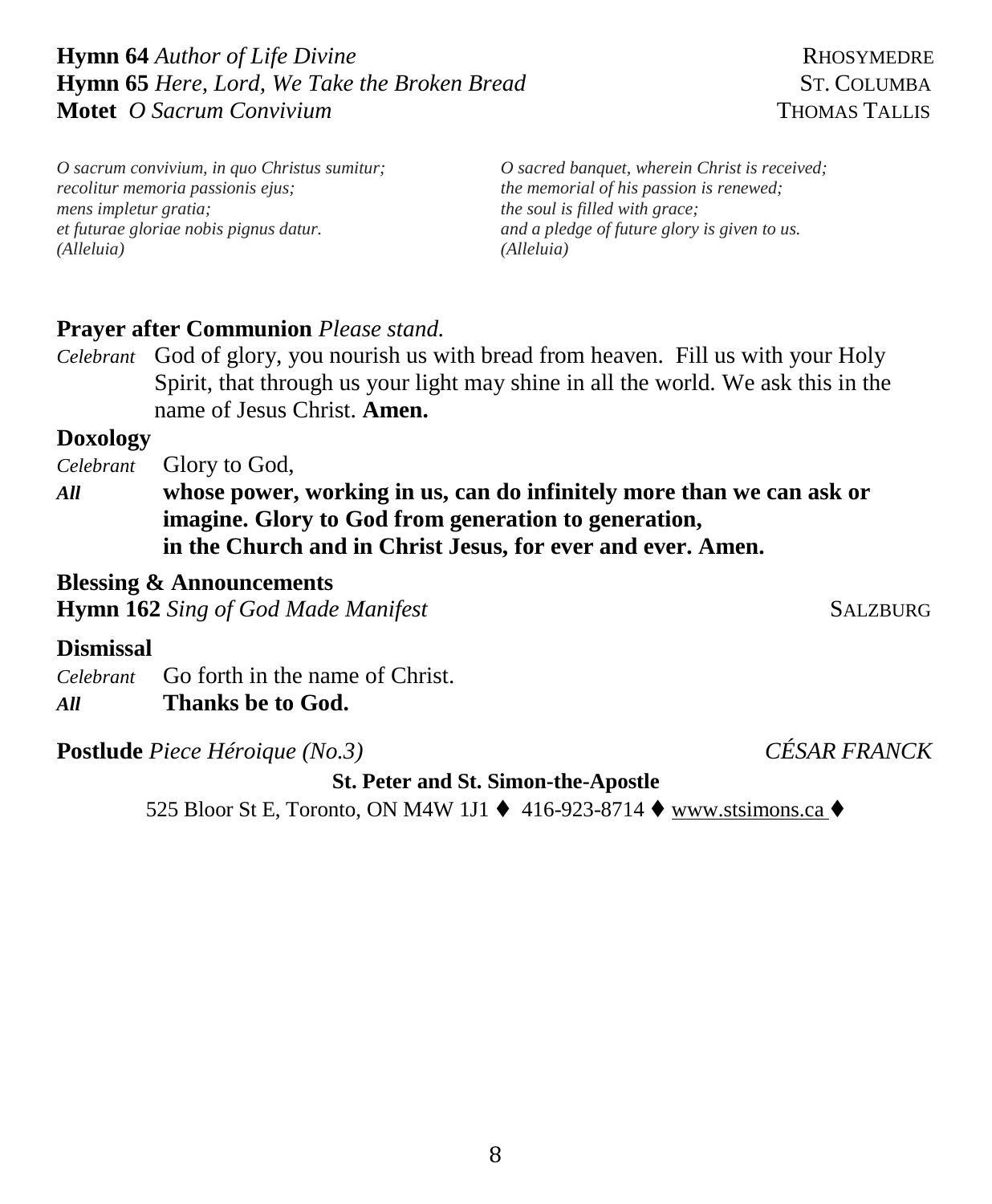**Hymn 64** *Author of Life Divine* RHOSYMEDRE
**Hymn 65** *Here, Lord, We Take the Broken Bread* ST. COLUMBA
**Motet** *O Sacrum Convivium* THOMAS TALLIS

*O sacrum convivium, in quo Christus sumitur;*
*recolitur memoria passionis ejus;*
*mens impletur gratia;*
*et futurae gloriae nobis pignus datur.*
*(Alleluia)*

*O sacred banquet, wherein Christ is received;*
*the memorial of his passion is renewed;*
*the soul is filled with grace;*
*and a pledge of future glory is given to us.*
*(Alleluia)*

**Prayer after Communion** *Please stand.*

*Celebrant* God of glory, you nourish us with bread from heaven. Fill us with your Holy Spirit, that through us your light may shine in all the world. We ask this in the name of Jesus Christ. **Amen.**

**Doxology**

*Celebrant* Glory to God,
***All*** **whose power, working in us, can do infinitely more than we can ask or imagine. Glory to God from generation to generation, in the Church and in Christ Jesus, for ever and ever. Amen.**

**Blessing & Announcements**
**Hymn 162** *Sing of God Made Manifest* SALZBURG

**Dismissal**

*Celebrant* Go forth in the name of Christ.
***All*** **Thanks be to God.**

**Postlude** *Piece Héroique (No.3)* *CÉSAR FRANCK*

**St. Peter and St. Simon-the-Apostle**
525 Bloor St E, Toronto, ON M4W 1J1 ♦ 416-923-8714 ♦ www.stsimons.ca ♦